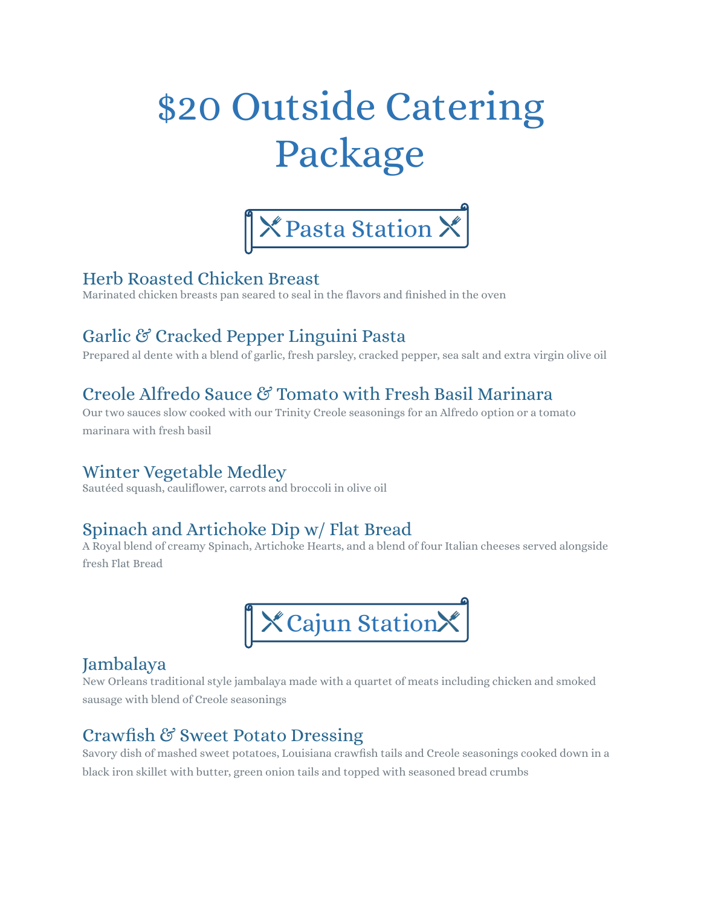# $20 Outside Catering Package

## Pasta Station

### Herb Roasted Chicken Breast

Marinated chicken breasts pan seared to seal in the flavors and finished in the oven

### Garlic & Cracked Pepper Linguini Pasta

Prepared al dente with a blend of garlic, fresh parsley, cracked pepper, sea salt and extra virgin olive oil

### Creole Alfredo Sauce & Tomato with Fresh Basil Marinara

Our two sauces slow cooked with our Trinity Creole seasonings for an Alfredo option or a tomato marinara with fresh basil

### Winter Vegetable Medley

Sautéed squash, cauliflower, carrots and broccoli in olive oil

### Spinach and Artichoke Dip w/ Flat Bread

A Royal blend of creamy Spinach, Artichoke Hearts, and a blend of four Italian cheeses served alongside fresh Flat Bread

## Cajun Station

### Jambalaya

New Orleans traditional style jambalaya made with a quartet of meats including chicken and smoked sausage with blend of Creole seasonings

### Crawfish & Sweet Potato Dressing

Savory dish of mashed sweet potatoes, Louisiana crawfish tails and Creole seasonings cooked down in a black iron skillet with butter, green onion tails and topped with seasoned bread crumbs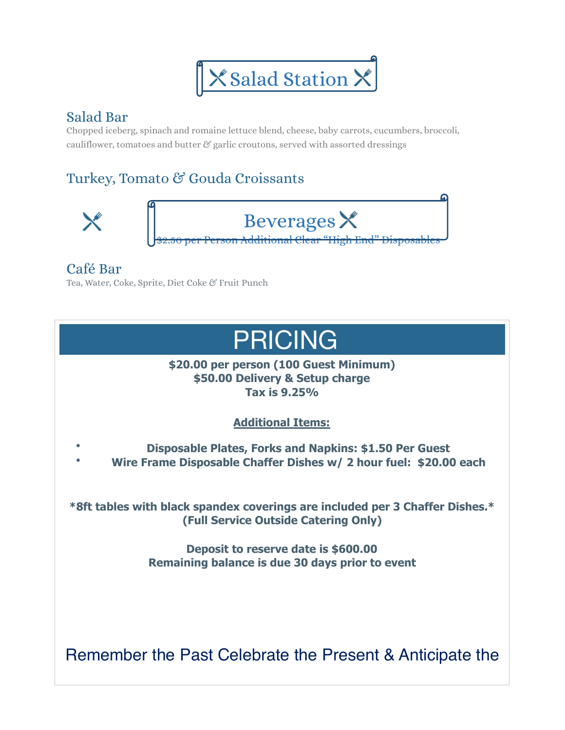# Salad Station

## Salad Bar

Chopped iceberg, spinach and romaine lettuce blend, cheese, baby carrots, cucumbers, broccoli, cauliflower, tomatoes and butter & garlic croutons, served with assorted dressings

## Turkey, Tomato & Gouda Croissants

# Beverages

~~$2.50 per Person Additional Clear "High End" Disposables~~

## Café Bar

Tea, Water, Coke, Sprite, Diet Coke & Fruit Punch

# PRICING

**$20.00 per person (100 Guest Minimum)**
**$50.00 Delivery & Setup charge**
**Tax is 9.25%**

**Additional Items:**

- **Disposable Plates, Forks and Napkins: $1.50 Per Guest**
- **Wire Frame Disposable Chaffer Dishes w/ 2 hour fuel: $20.00 each**

**\*8ft tables with black spandex coverings are included per 3 Chaffer Dishes.\***
**(Full Service Outside Catering Only)**

**Deposit to reserve date is $600.00**
**Remaining balance is due 30 days prior to event**

Remember the Past Celebrate the Present & Anticipate the